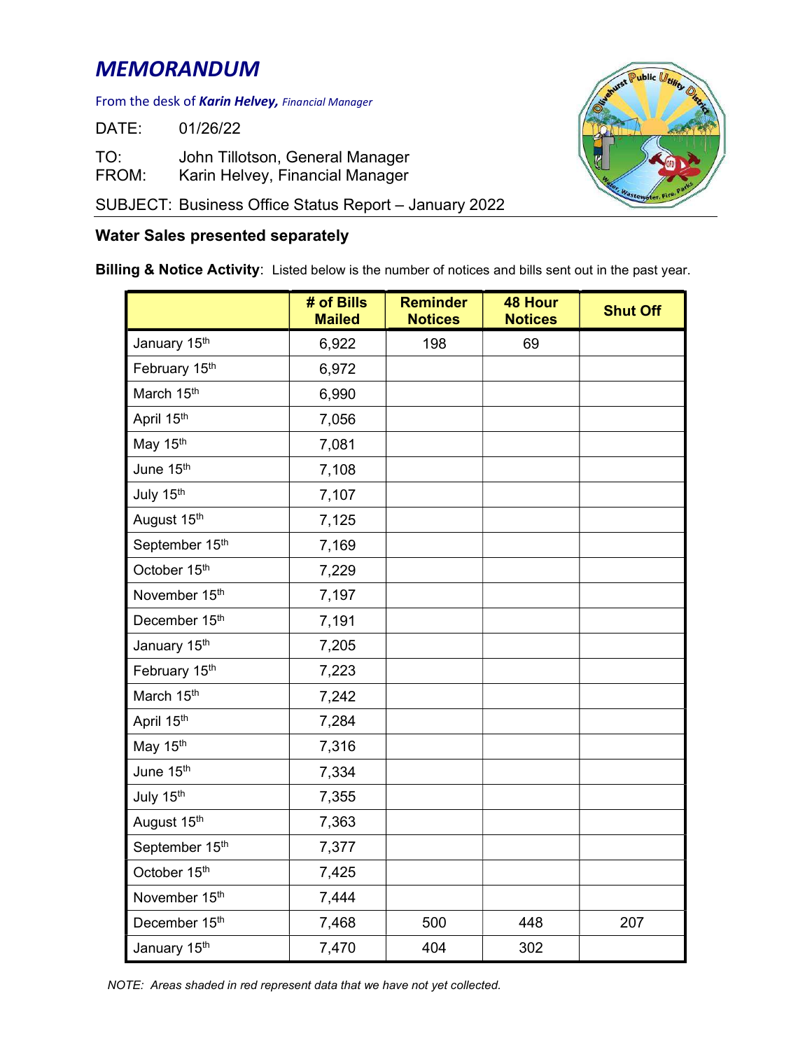# MEMORANDUM

From the desk of ***Karin Helvey,*** *Financial Manager*

DATE: 01/26/22

TO: John Tillotson, General Manager
FROM: Karin Helvey, Financial Manager

SUBJECT: Business Office Status Report – January 2022

**Water Sales presented separately**

**Billing & Notice Activity**: Listed below is the number of notices and bills sent out in the past year.

| | # of Bills Mailed | Reminder Notices | 48 Hour Notices | Shut Off |
|---|---|---|---|---|
| January 15th | 6,922 | 198 | 69 | |
| February 15th | 6,972 | | | |
| March 15th | 6,990 | | | |
| April 15th | 7,056 | | | |
| May 15th | 7,081 | | | |
| June 15th | 7,108 | | | |
| July 15th | 7,107 | | | |
| August 15th | 7,125 | | | |
| September 15th | 7,169 | | | |
| October 15th | 7,229 | | | |
| November 15th | 7,197 | | | |
| December 15th | 7,191 | | | |
| January 15th | 7,205 | | | |
| February 15th | 7,223 | | | |
| March 15th | 7,242 | | | |
| April 15th | 7,284 | | | |
| May 15th | 7,316 | | | |
| June 15th | 7,334 | | | |
| July 15th | 7,355 | | | |
| August 15th | 7,363 | | | |
| September 15th | 7,377 | | | |
| October 15th | 7,425 | | | |
| November 15th | 7,444 | | | |
| December 15th | 7,468 | 500 | 448 | 207 |
| January 15th | 7,470 | 404 | 302 | |

*NOTE: Areas shaded in red represent data that we have not yet collected.*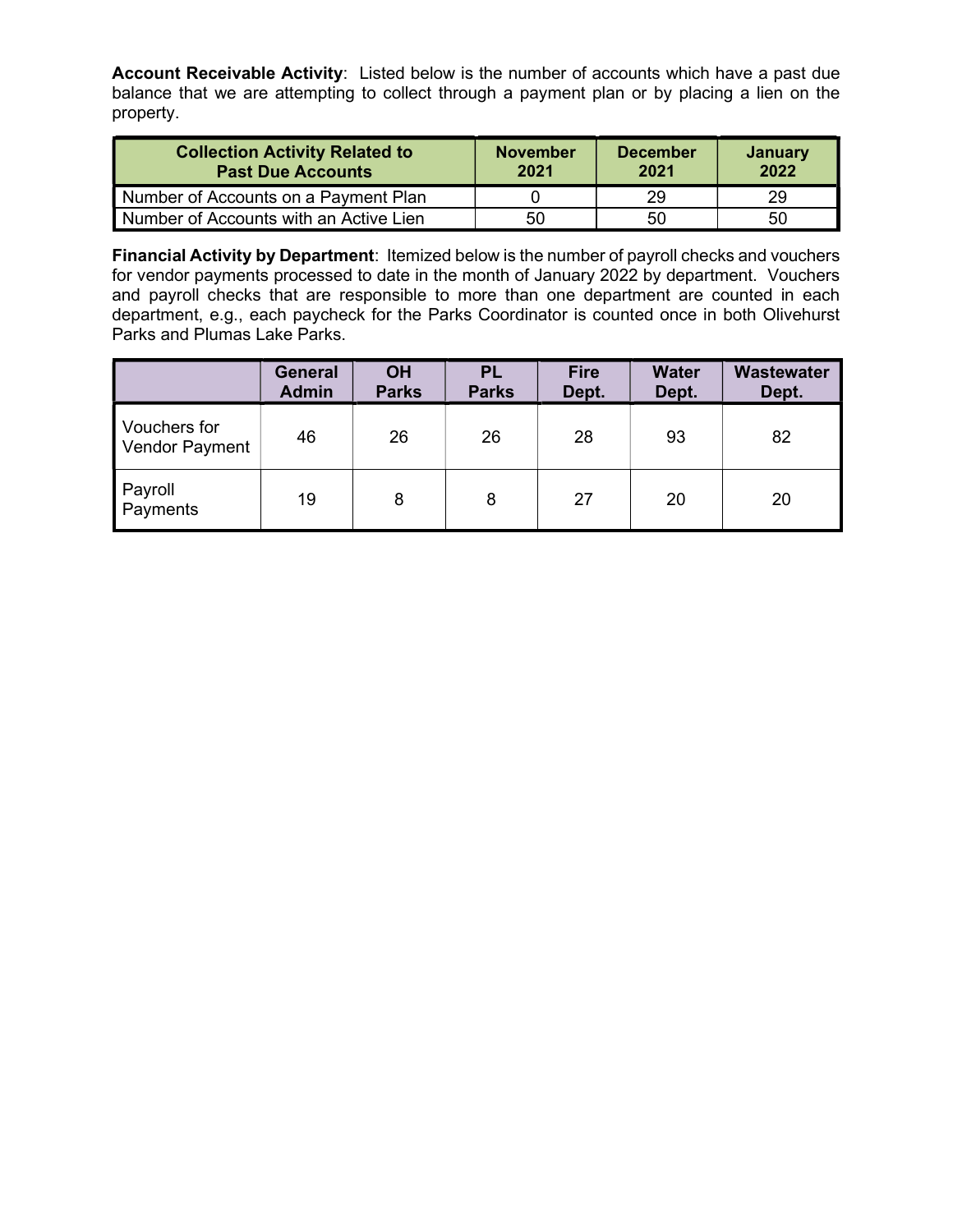**Account Receivable Activity**: Listed below is the number of accounts which have a past due balance that we are attempting to collect through a payment plan or by placing a lien on the property.

| Collection Activity Related to Past Due Accounts | November 2021 | December 2021 | January 2022 |
|---|---|---|---|
| Number of Accounts on a Payment Plan | 0 | 29 | 29 |
| Number of Accounts with an Active Lien | 50 | 50 | 50 |

**Financial Activity by Department**: Itemized below is the number of payroll checks and vouchers for vendor payments processed to date in the month of January 2022 by department. Vouchers and payroll checks that are responsible to more than one department are counted in each department, e.g., each paycheck for the Parks Coordinator is counted once in both Olivehurst Parks and Plumas Lake Parks.

| | General Admin | OH Parks | PL Parks | Fire Dept. | Water Dept. | Wastewater Dept. |
|---|---|---|---|---|---|---|
| Vouchers for Vendor Payment | 46 | 26 | 26 | 28 | 93 | 82 |
| Payroll Payments | 19 | 8 | 8 | 27 | 20 | 20 |